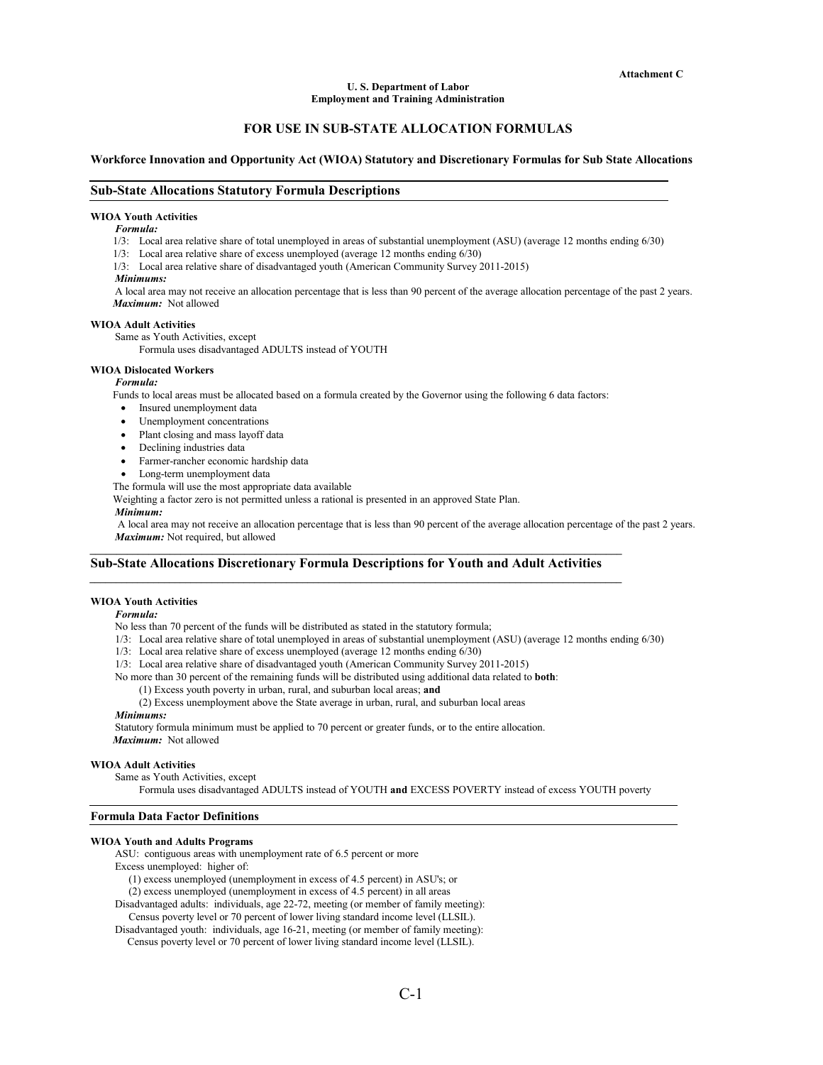Attachment C

**U. S. Department of Labor**
**Employment and Training Administration**

# FOR USE IN SUB-STATE ALLOCATION FORMULAS

**Workforce Innovation and Opportunity Act (WIOA) Statutory and Discretionary Formulas for Sub State Allocations**

## Sub-State Allocations Statutory Formula Descriptions

**WIOA Youth Activities**

***Formula:***

1/3: Local area relative share of total unemployed in areas of substantial unemployment (ASU) (average 12 months ending 6/30)
1/3: Local area relative share of excess unemployed (average 12 months ending 6/30)
1/3: Local area relative share of disadvantaged youth (American Community Survey 2011-2015)

***Minimums:***

A local area may not receive an allocation percentage that is less than 90 percent of the average allocation percentage of the past 2 years.

***Maximum:*** Not allowed

**WIOA Adult Activities**

Same as Youth Activities, except
Formula uses disadvantaged ADULTS instead of YOUTH

**WIOA Dislocated Workers**

***Formula:***

Funds to local areas must be allocated based on a formula created by the Governor using the following 6 data factors:

- Insured unemployment data
- Unemployment concentrations
- Plant closing and mass layoff data
- Declining industries data
- Farmer-rancher economic hardship data
- Long-term unemployment data

The formula will use the most appropriate data available
Weighting a factor zero is not permitted unless a rational is presented in an approved State Plan.

***Minimum:***

A local area may not receive an allocation percentage that is less than 90 percent of the average allocation percentage of the past 2 years.

***Maximum:*** Not required, but allowed

## Sub-State Allocations Discretionary Formula Descriptions for Youth and Adult Activities

**WIOA Youth Activities**

***Formula:***

No less than 70 percent of the funds will be distributed as stated in the statutory formula;
1/3: Local area relative share of total unemployed in areas of substantial unemployment (ASU) (average 12 months ending 6/30)
1/3: Local area relative share of excess unemployed (average 12 months ending 6/30)
1/3: Local area relative share of disadvantaged youth (American Community Survey 2011-2015)
No more than 30 percent of the remaining funds will be distributed using additional data related to **both**:
(1) Excess youth poverty in urban, rural, and suburban local areas; **and**
(2) Excess unemployment above the State average in urban, rural, and suburban local areas

***Minimums:***

Statutory formula minimum must be applied to 70 percent or greater funds, or to the entire allocation.

***Maximum:*** Not allowed

**WIOA Adult Activities**

Same as Youth Activities, except
Formula uses disadvantaged ADULTS instead of YOUTH **and** EXCESS POVERTY instead of excess YOUTH poverty

## Formula Data Factor Definitions

**WIOA Youth and Adults Programs**

ASU: contiguous areas with unemployment rate of 6.5 percent or more
Excess unemployed: higher of:
(1) excess unemployed (unemployment in excess of 4.5 percent) in ASU's; or
(2) excess unemployed (unemployment in excess of 4.5 percent) in all areas
Disadvantaged adults: individuals, age 22-72, meeting (or member of family meeting):
Census poverty level or 70 percent of lower living standard income level (LLSIL).
Disadvantaged youth: individuals, age 16-21, meeting (or member of family meeting):
Census poverty level or 70 percent of lower living standard income level (LLSIL).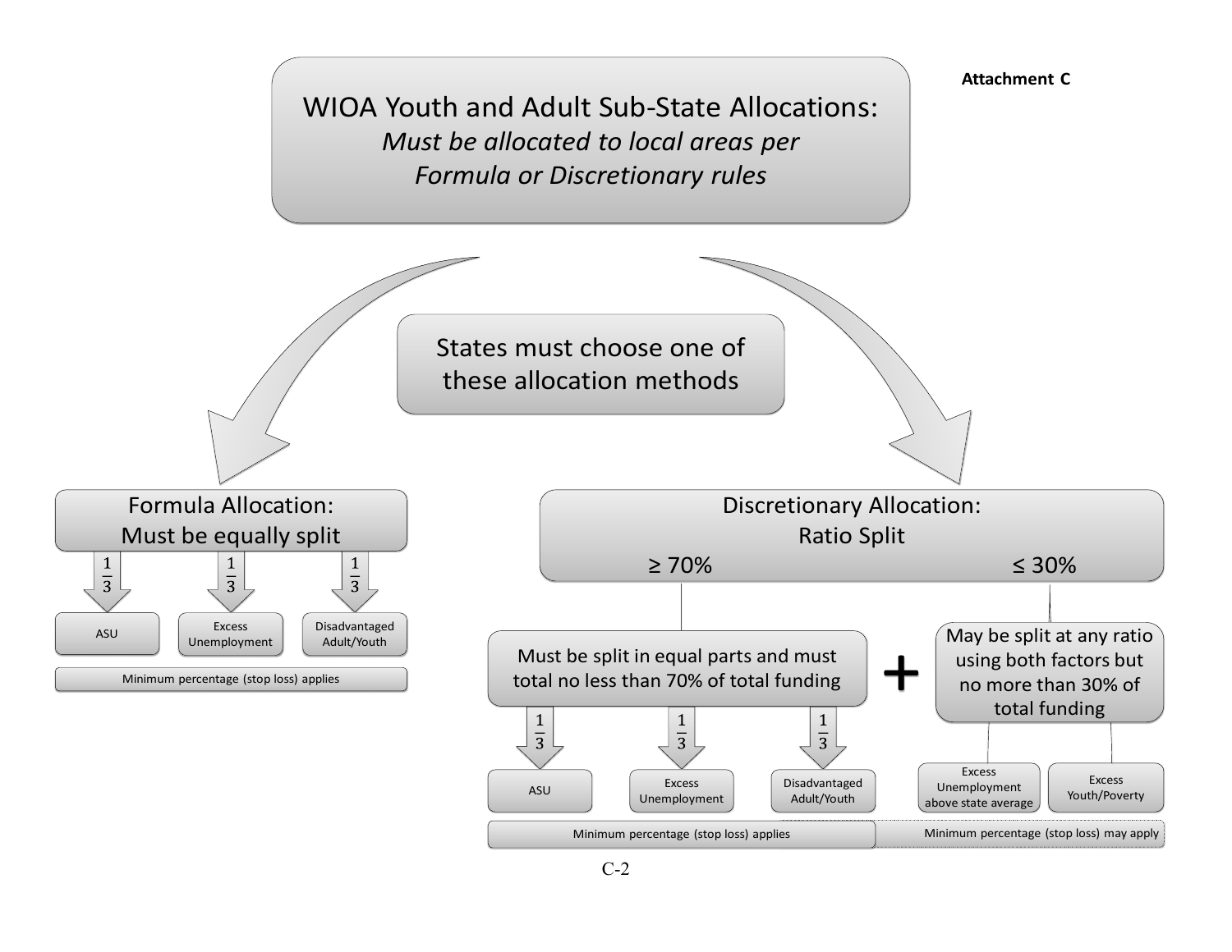Attachment C

# WIOA Youth and Adult Sub-State Allocations:

*Must be allocated to local areas per Formula or Discretionary rules*

States must choose one of these allocation methods

## Formula Allocation: Must be equally split

- $\frac{1}{3}$ ASU
- $\frac{1}{3}$ Excess Unemployment
- $\frac{1}{3}$ Disadvantaged Adult/Youth

Minimum percentage (stop loss) applies

## Discretionary Allocation: Ratio Split

### ≥ 70%

Must be split in equal parts and must total no less than 70% of total funding

- $\frac{1}{3}$ ASU
- $\frac{1}{3}$ Excess Unemployment
- $\frac{1}{3}$ Disadvantaged Adult/Youth

Minimum percentage (stop loss) applies

+

### ≤ 30%

May be split at any ratio using both factors but no more than 30% of total funding

- Excess Unemployment above state average
- Excess Youth/Poverty

Minimum percentage (stop loss) may apply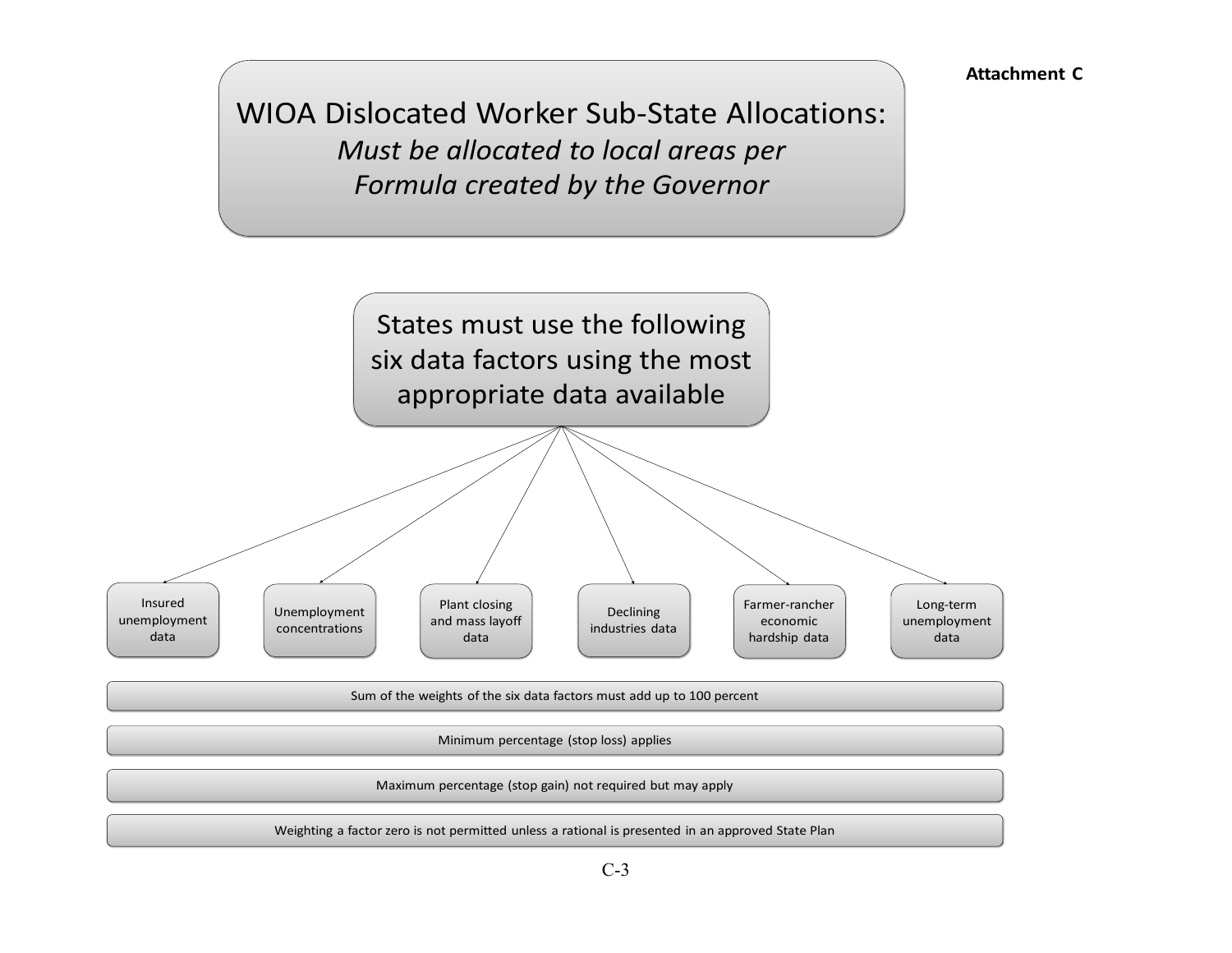Attachment C

# WIOA Dislocated Worker Sub-State Allocations:

*Must be allocated to local areas per Formula created by the Governor*

States must use the following six data factors using the most appropriate data available

- Insured unemployment data
- Unemployment concentrations
- Plant closing and mass layoff data
- Declining industries data
- Farmer-rancher economic hardship data
- Long-term unemployment data

Sum of the weights of the six data factors must add up to 100 percent

Minimum percentage (stop loss) applies

Maximum percentage (stop gain) not required but may apply

Weighting a factor zero is not permitted unless a rational is presented in an approved State Plan